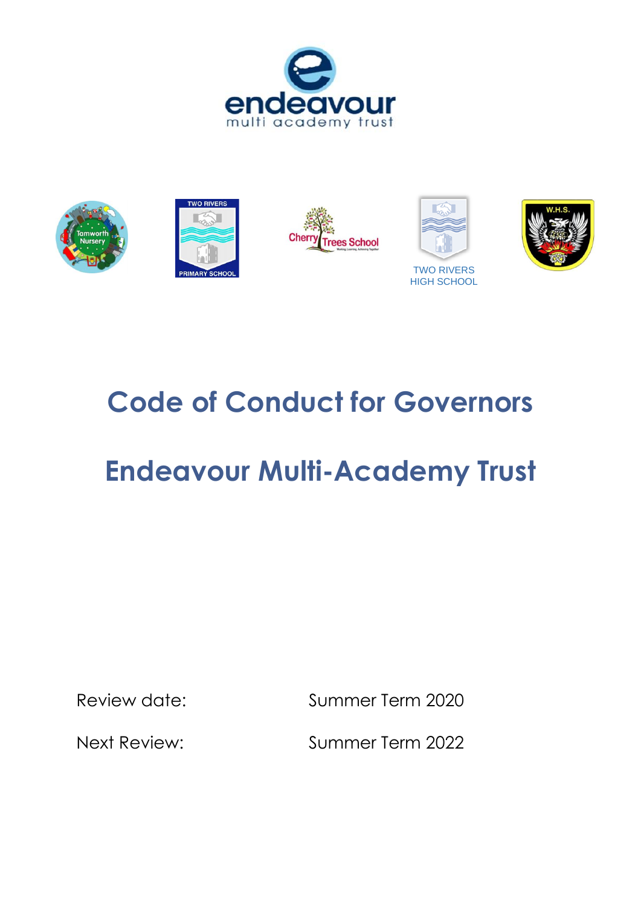# Code of Conduct for Governors

# Endeavour Multi-Academy Trust

| | |
|---|---|
| Review date: | Summer Term 2020 |
| Next Review: | Summer Term 2022 |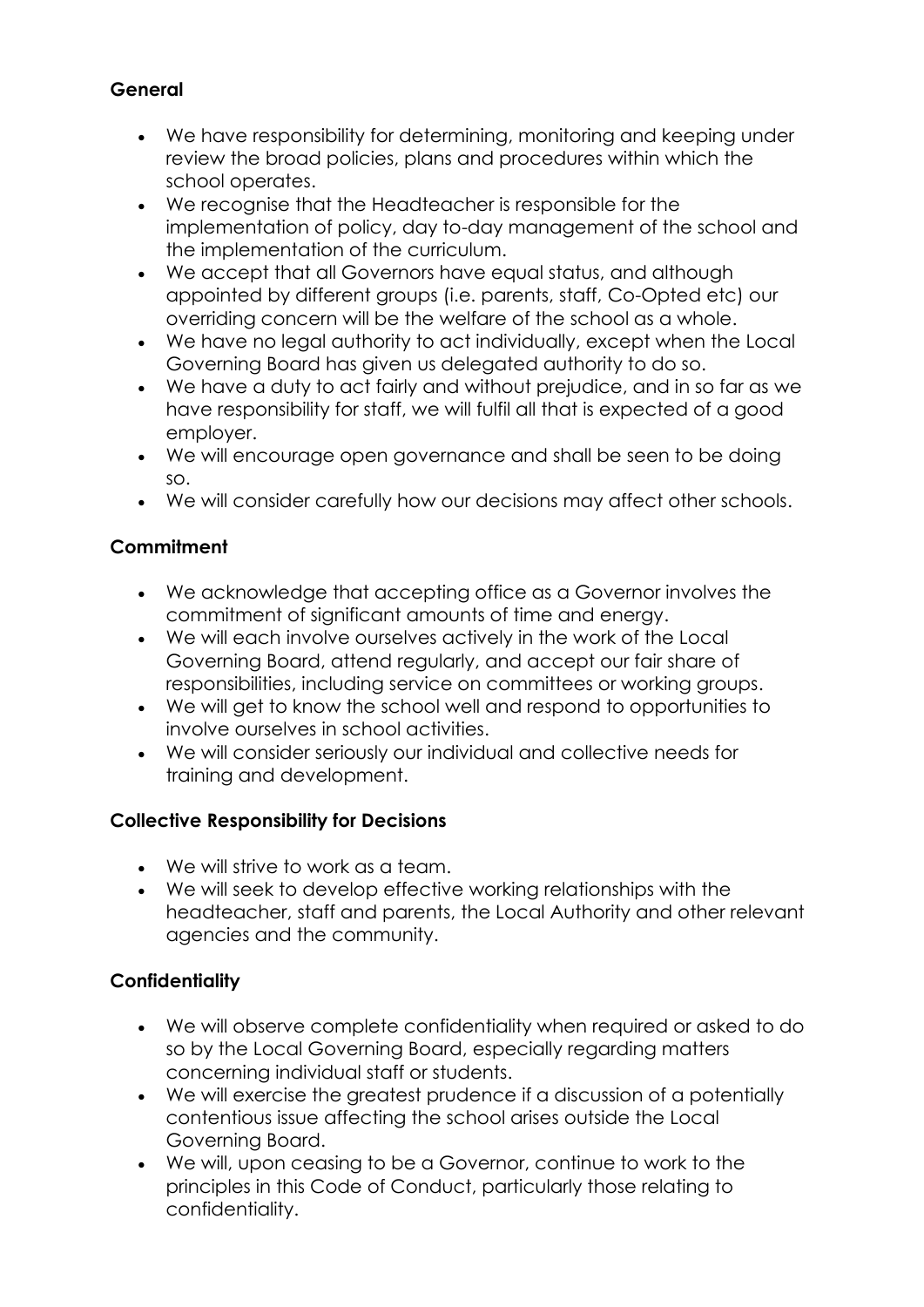**General**

- We have responsibility for determining, monitoring and keeping under review the broad policies, plans and procedures within which the school operates.
- We recognise that the Headteacher is responsible for the implementation of policy, day to-day management of the school and the implementation of the curriculum.
- We accept that all Governors have equal status, and although appointed by different groups (i.e. parents, staff, Co-Opted etc) our overriding concern will be the welfare of the school as a whole.
- We have no legal authority to act individually, except when the Local Governing Board has given us delegated authority to do so.
- We have a duty to act fairly and without prejudice, and in so far as we have responsibility for staff, we will fulfil all that is expected of a good employer.
- We will encourage open governance and shall be seen to be doing so.
- We will consider carefully how our decisions may affect other schools.

**Commitment**

- We acknowledge that accepting office as a Governor involves the commitment of significant amounts of time and energy.
- We will each involve ourselves actively in the work of the Local Governing Board, attend regularly, and accept our fair share of responsibilities, including service on committees or working groups.
- We will get to know the school well and respond to opportunities to involve ourselves in school activities.
- We will consider seriously our individual and collective needs for training and development.

**Collective Responsibility for Decisions**

- We will strive to work as a team.
- We will seek to develop effective working relationships with the headteacher, staff and parents, the Local Authority and other relevant agencies and the community.

**Confidentiality**

- We will observe complete confidentiality when required or asked to do so by the Local Governing Board, especially regarding matters concerning individual staff or students.
- We will exercise the greatest prudence if a discussion of a potentially contentious issue affecting the school arises outside the Local Governing Board.
- We will, upon ceasing to be a Governor, continue to work to the principles in this Code of Conduct, particularly those relating to confidentiality.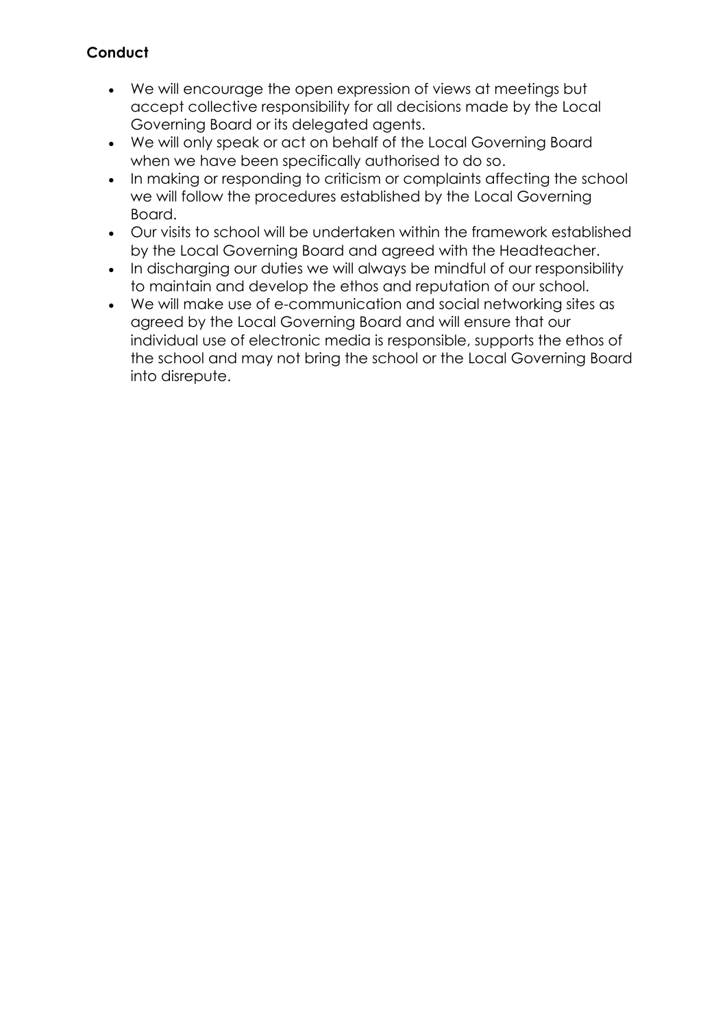**Conduct**

- We will encourage the open expression of views at meetings but accept collective responsibility for all decisions made by the Local Governing Board or its delegated agents.
- We will only speak or act on behalf of the Local Governing Board when we have been specifically authorised to do so.
- In making or responding to criticism or complaints affecting the school we will follow the procedures established by the Local Governing Board.
- Our visits to school will be undertaken within the framework established by the Local Governing Board and agreed with the Headteacher.
- In discharging our duties we will always be mindful of our responsibility to maintain and develop the ethos and reputation of our school.
- We will make use of e-communication and social networking sites as agreed by the Local Governing Board and will ensure that our individual use of electronic media is responsible, supports the ethos of the school and may not bring the school or the Local Governing Board into disrepute.